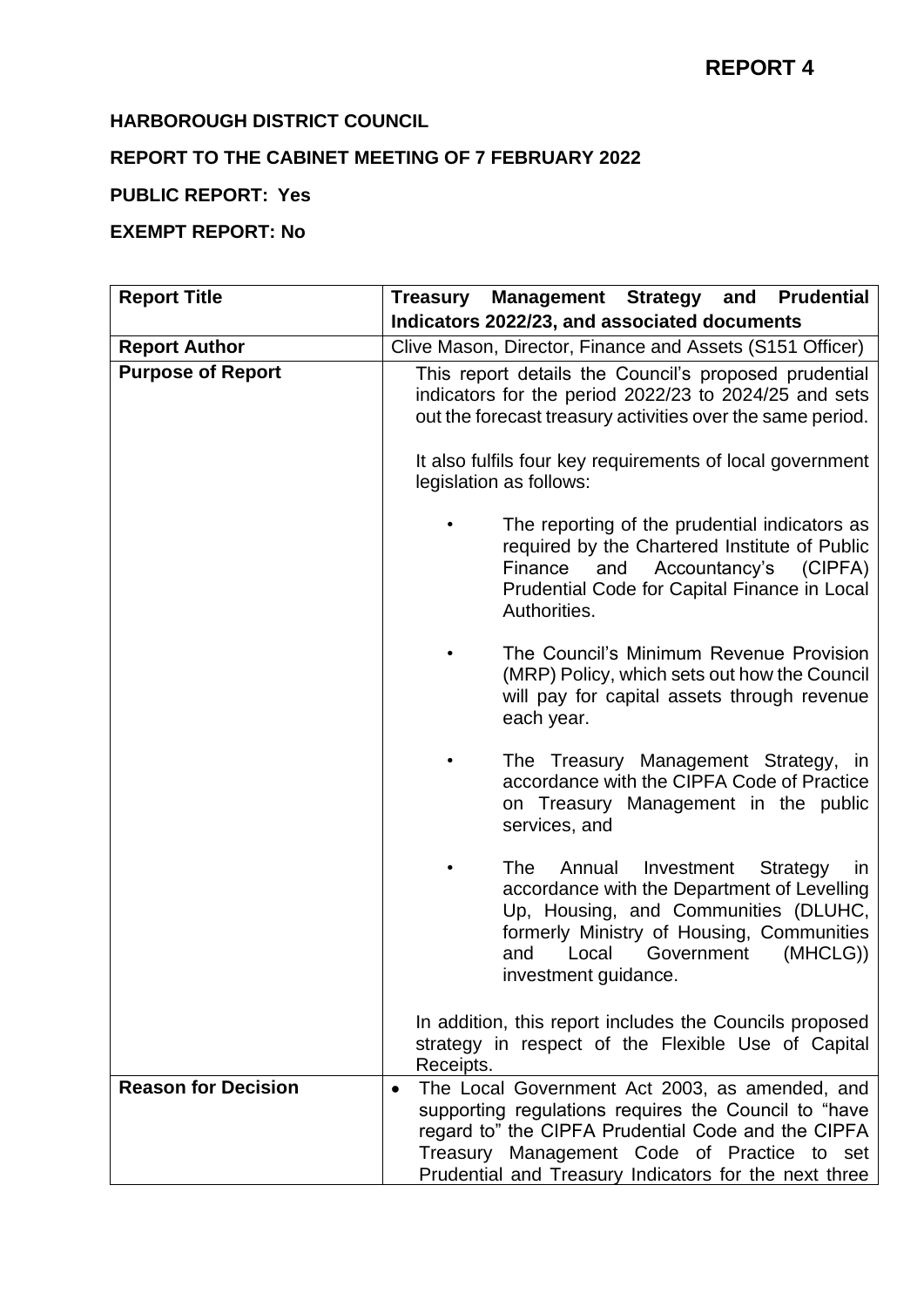# REPORT 4

**HARBOROUGH DISTRICT COUNCIL**

**REPORT TO THE CABINET MEETING OF 7 FEBRUARY 2022**

**PUBLIC REPORT: Yes**

**EXEMPT REPORT: No**

| **Report Title** | **Treasury Management Strategy and Prudential Indicators 2022/23, and associated documents** |
|---|---|
| **Report Author** | Clive Mason, Director, Finance and Assets (S151 Officer) |
| **Purpose of Report** | This report details the Council's proposed prudential indicators for the period 2022/23 to 2024/25 and sets out the forecast treasury activities over the same period.<br><br>It also fulfils four key requirements of local government legislation as follows:<br><br>• The reporting of the prudential indicators as required by the Chartered Institute of Public Finance and Accountancy's (CIPFA) Prudential Code for Capital Finance in Local Authorities.<br><br>• The Council's Minimum Revenue Provision (MRP) Policy, which sets out how the Council will pay for capital assets through revenue each year.<br><br>• The Treasury Management Strategy, in accordance with the CIPFA Code of Practice on Treasury Management in the public services, and<br><br>• The Annual Investment Strategy in accordance with the Department of Levelling Up, Housing, and Communities (DLUHC, formerly Ministry of Housing, Communities and Local Government (MHCLG)) investment guidance.<br><br>In addition, this report includes the Councils proposed strategy in respect of the Flexible Use of Capital Receipts. |
| **Reason for Decision** | • The Local Government Act 2003, as amended, and supporting regulations requires the Council to "have regard to" the CIPFA Prudential Code and the CIPFA Treasury Management Code of Practice to set Prudential and Treasury Indicators for the next three |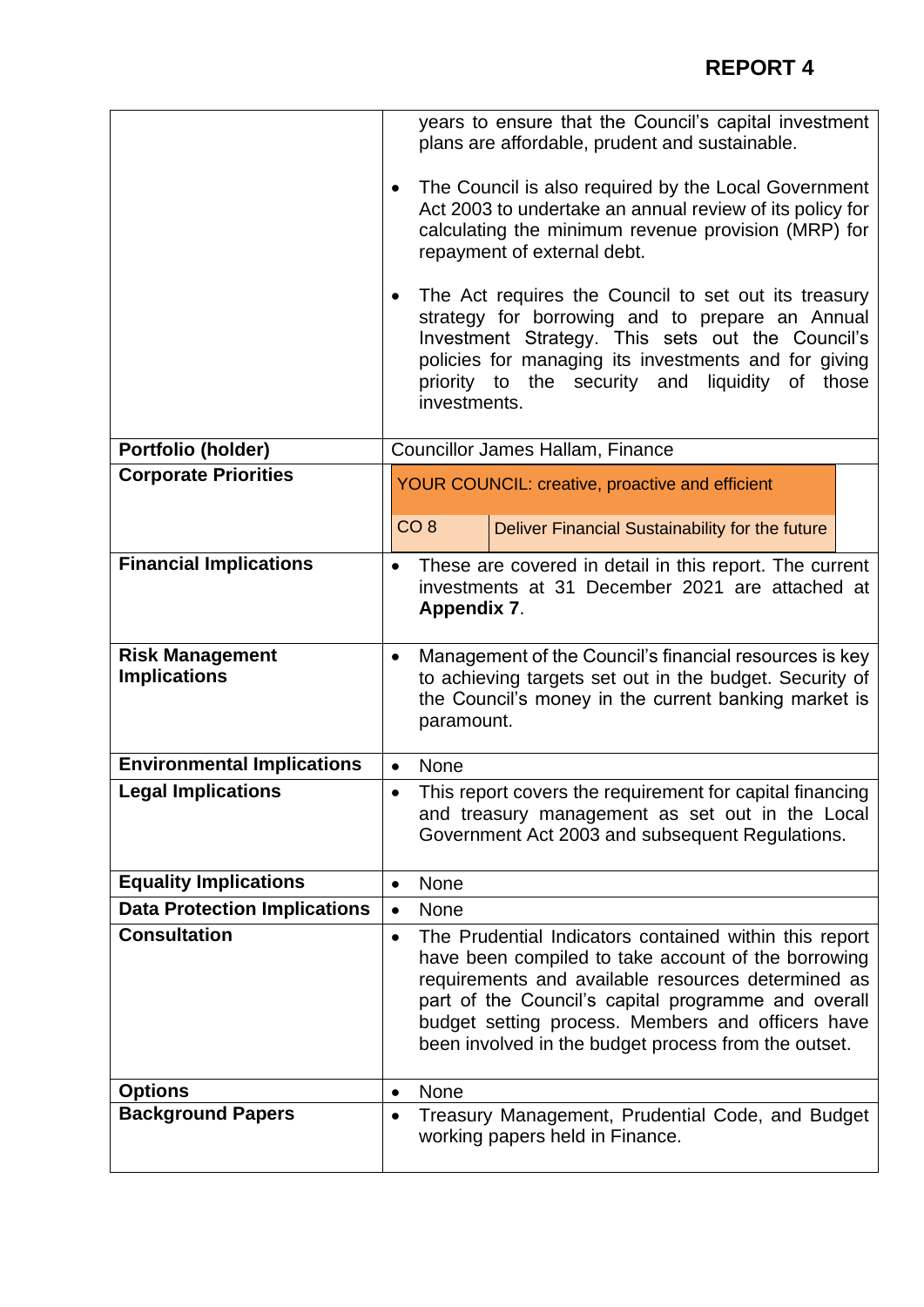| | |
|---|---|
| | years to ensure that the Council's capital investment plans are affordable, prudent and sustainable.<br><br>• The Council is also required by the Local Government Act 2003 to undertake an annual review of its policy for calculating the minimum revenue provision (MRP) for repayment of external debt.<br><br>• The Act requires the Council to set out its treasury strategy for borrowing and to prepare an Annual Investment Strategy. This sets out the Council's policies for managing its investments and for giving priority to the security and liquidity of those investments. |
| **Portfolio (holder)** | Councillor James Hallam, Finance |
| **Corporate Priorities** | YOUR COUNCIL: creative, proactive and efficient<br><br>CO 8 — Deliver Financial Sustainability for the future |
| **Financial Implications** | • These are covered in detail in this report. The current investments at 31 December 2021 are attached at **Appendix 7**. |
| **Risk Management Implications** | • Management of the Council's financial resources is key to achieving targets set out in the budget. Security of the Council's money in the current banking market is paramount. |
| **Environmental Implications** | • None |
| **Legal Implications** | • This report covers the requirement for capital financing and treasury management as set out in the Local Government Act 2003 and subsequent Regulations. |
| **Equality Implications** | • None |
| **Data Protection Implications** | • None |
| **Consultation** | • The Prudential Indicators contained within this report have been compiled to take account of the borrowing requirements and available resources determined as part of the Council's capital programme and overall budget setting process. Members and officers have been involved in the budget process from the outset. |
| **Options** | • None |
| **Background Papers** | • Treasury Management, Prudential Code, and Budget working papers held in Finance. |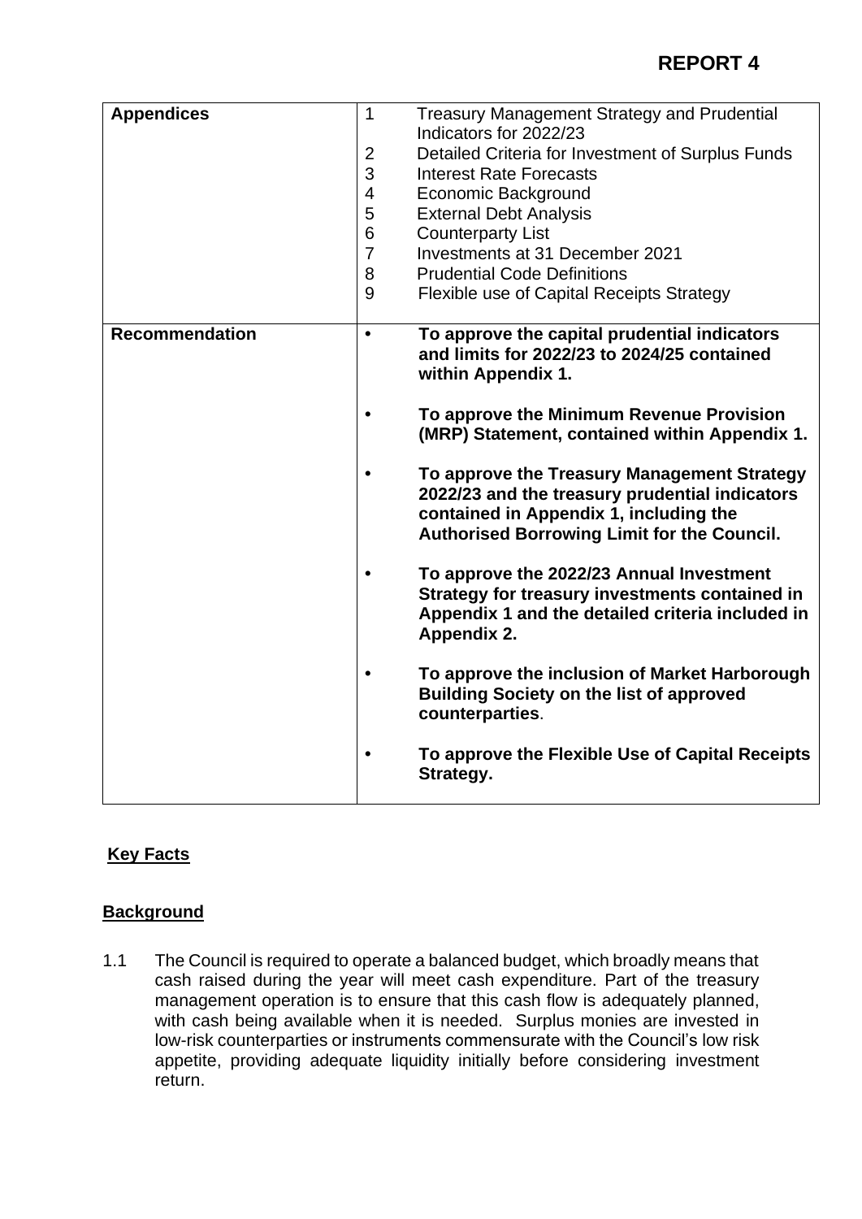**REPORT 4**

| | |
|---|---|
| **Appendices** | 1 Treasury Management Strategy and Prudential Indicators for 2022/23<br>2 Detailed Criteria for Investment of Surplus Funds<br>3 Interest Rate Forecasts<br>4 Economic Background<br>5 External Debt Analysis<br>6 Counterparty List<br>7 Investments at 31 December 2021<br>8 Prudential Code Definitions<br>9 Flexible use of Capital Receipts Strategy |
| **Recommendation** | • **To approve the capital prudential indicators and limits for 2022/23 to 2024/25 contained within Appendix 1.**<br><br>• **To approve the Minimum Revenue Provision (MRP) Statement, contained within Appendix 1.**<br><br>• **To approve the Treasury Management Strategy 2022/23 and the treasury prudential indicators contained in Appendix 1, including the Authorised Borrowing Limit for the Council.**<br><br>• **To approve the 2022/23 Annual Investment Strategy for treasury investments contained in Appendix 1 and the detailed criteria included in Appendix 2.**<br><br>• **To approve the inclusion of Market Harborough Building Society on the list of approved counterparties**.<br><br>• **To approve the Flexible Use of Capital Receipts Strategy.** |

## Key Facts

### Background

1.1 The Council is required to operate a balanced budget, which broadly means that cash raised during the year will meet cash expenditure. Part of the treasury management operation is to ensure that this cash flow is adequately planned, with cash being available when it is needed. Surplus monies are invested in low-risk counterparties or instruments commensurate with the Council's low risk appetite, providing adequate liquidity initially before considering investment return.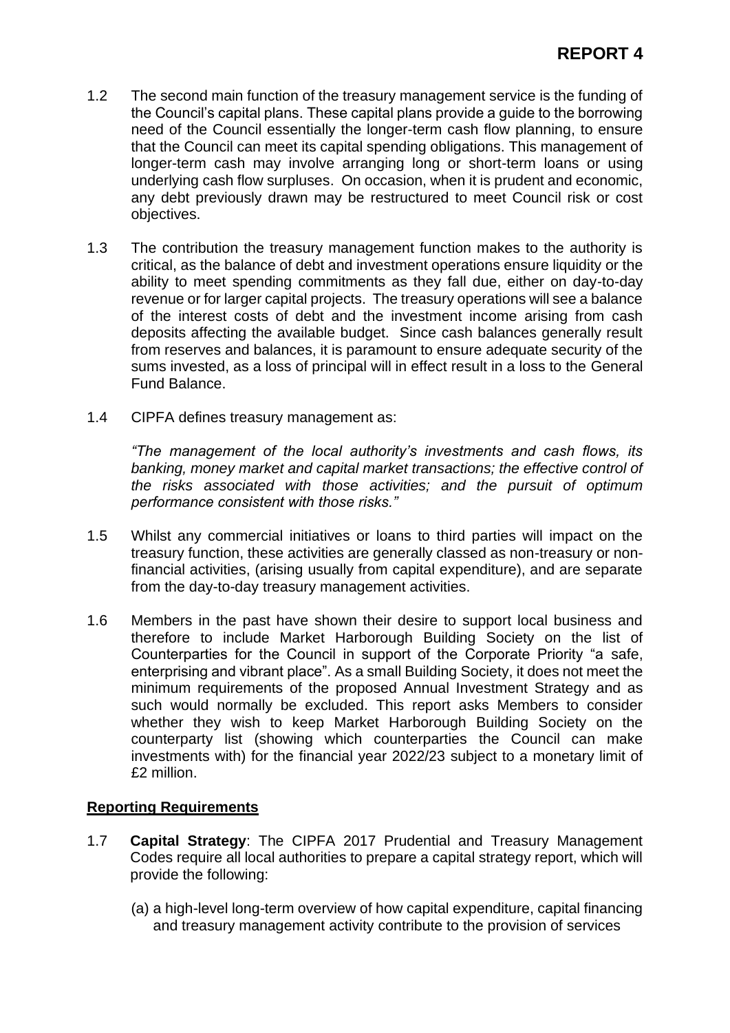**REPORT 4**

1.2 The second main function of the treasury management service is the funding of the Council's capital plans. These capital plans provide a guide to the borrowing need of the Council essentially the longer-term cash flow planning, to ensure that the Council can meet its capital spending obligations. This management of longer-term cash may involve arranging long or short-term loans or using underlying cash flow surpluses. On occasion, when it is prudent and economic, any debt previously drawn may be restructured to meet Council risk or cost objectives.

1.3 The contribution the treasury management function makes to the authority is critical, as the balance of debt and investment operations ensure liquidity or the ability to meet spending commitments as they fall due, either on day-to-day revenue or for larger capital projects. The treasury operations will see a balance of the interest costs of debt and the investment income arising from cash deposits affecting the available budget. Since cash balances generally result from reserves and balances, it is paramount to ensure adequate security of the sums invested, as a loss of principal will in effect result in a loss to the General Fund Balance.

1.4 CIPFA defines treasury management as:

*"The management of the local authority's investments and cash flows, its banking, money market and capital market transactions; the effective control of the risks associated with those activities; and the pursuit of optimum performance consistent with those risks."*

1.5 Whilst any commercial initiatives or loans to third parties will impact on the treasury function, these activities are generally classed as non-treasury or non-financial activities, (arising usually from capital expenditure), and are separate from the day-to-day treasury management activities.

1.6 Members in the past have shown their desire to support local business and therefore to include Market Harborough Building Society on the list of Counterparties for the Council in support of the Corporate Priority "a safe, enterprising and vibrant place". As a small Building Society, it does not meet the minimum requirements of the proposed Annual Investment Strategy and as such would normally be excluded. This report asks Members to consider whether they wish to keep Market Harborough Building Society on the counterparty list (showing which counterparties the Council can make investments with) for the financial year 2022/23 subject to a monetary limit of £2 million.

**Reporting Requirements**

1.7 **Capital Strategy**: The CIPFA 2017 Prudential and Treasury Management Codes require all local authorities to prepare a capital strategy report, which will provide the following:

(a) a high-level long-term overview of how capital expenditure, capital financing and treasury management activity contribute to the provision of services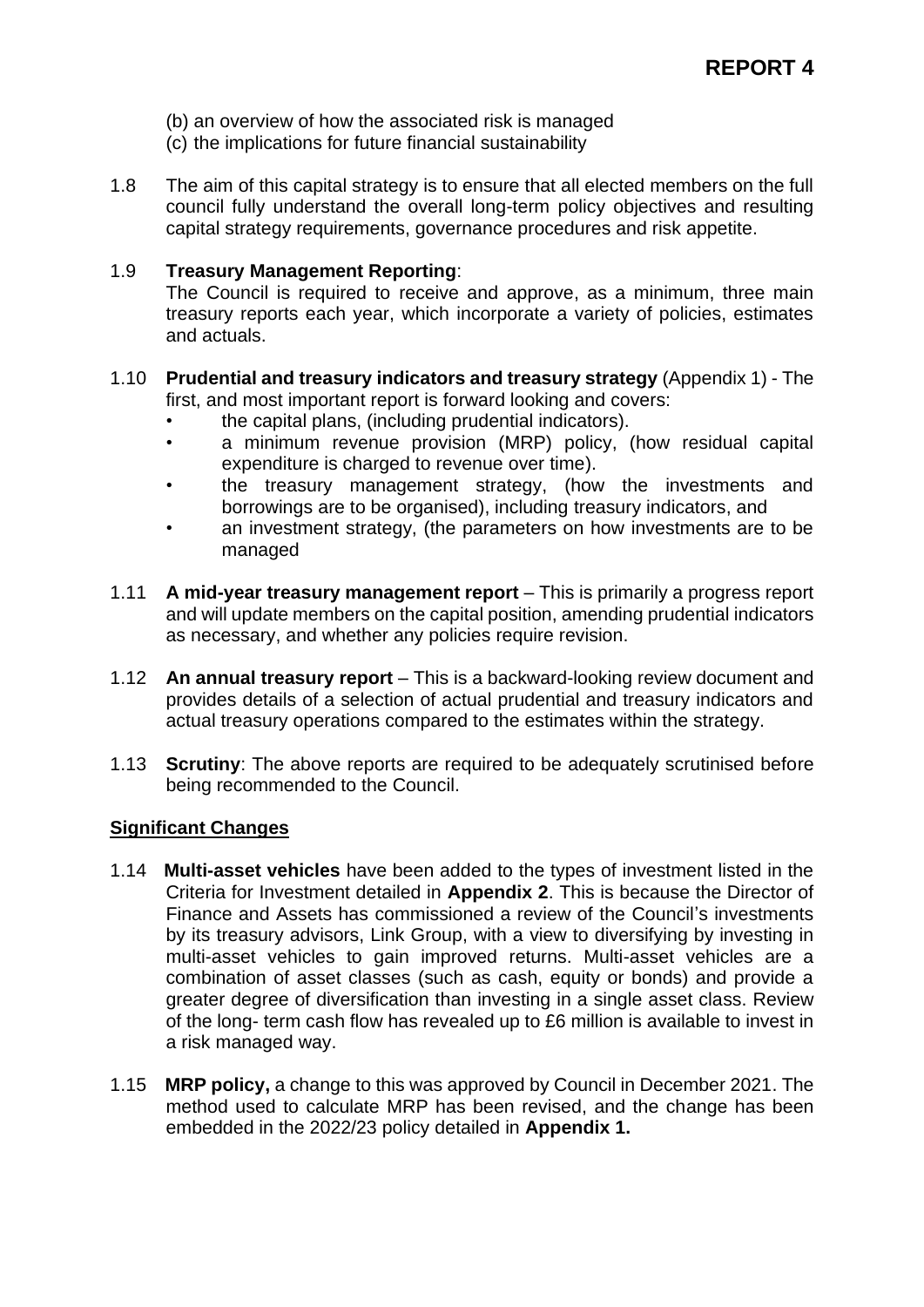(b) an overview of how the associated risk is managed
(c) the implications for future financial sustainability

1.8 The aim of this capital strategy is to ensure that all elected members on the full council fully understand the overall long-term policy objectives and resulting capital strategy requirements, governance procedures and risk appetite.

1.9 **Treasury Management Reporting**:
The Council is required to receive and approve, as a minimum, three main treasury reports each year, which incorporate a variety of policies, estimates and actuals.

1.10 **Prudential and treasury indicators and treasury strategy** (Appendix 1) - The first, and most important report is forward looking and covers:

- the capital plans, (including prudential indicators).
- a minimum revenue provision (MRP) policy, (how residual capital expenditure is charged to revenue over time).
- the treasury management strategy, (how the investments and borrowings are to be organised), including treasury indicators, and
- an investment strategy, (the parameters on how investments are to be managed

1.11 **A mid-year treasury management report** – This is primarily a progress report and will update members on the capital position, amending prudential indicators as necessary, and whether any policies require revision.

1.12 **An annual treasury report** – This is a backward-looking review document and provides details of a selection of actual prudential and treasury indicators and actual treasury operations compared to the estimates within the strategy.

1.13 **Scrutiny**: The above reports are required to be adequately scrutinised before being recommended to the Council.

**Significant Changes**

1.14 **Multi-asset vehicles** have been added to the types of investment listed in the Criteria for Investment detailed in **Appendix 2**. This is because the Director of Finance and Assets has commissioned a review of the Council's investments by its treasury advisors, Link Group, with a view to diversifying by investing in multi-asset vehicles to gain improved returns. Multi-asset vehicles are a combination of asset classes (such as cash, equity or bonds) and provide a greater degree of diversification than investing in a single asset class. Review of the long- term cash flow has revealed up to £6 million is available to invest in a risk managed way.

1.15 **MRP policy,** a change to this was approved by Council in December 2021. The method used to calculate MRP has been revised, and the change has been embedded in the 2022/23 policy detailed in **Appendix 1.**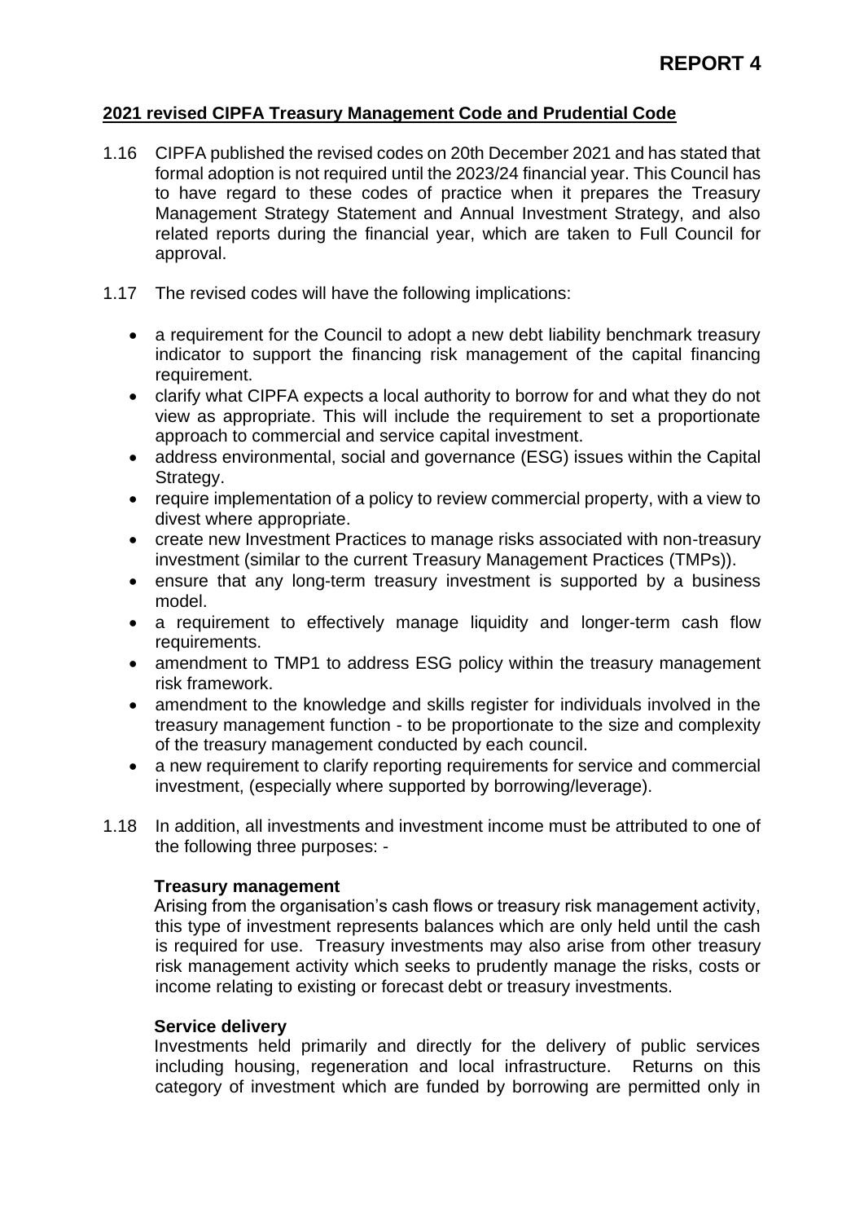**REPORT 4**

## 2021 revised CIPFA Treasury Management Code and Prudential Code

1.16 CIPFA published the revised codes on 20th December 2021 and has stated that formal adoption is not required until the 2023/24 financial year. This Council has to have regard to these codes of practice when it prepares the Treasury Management Strategy Statement and Annual Investment Strategy, and also related reports during the financial year, which are taken to Full Council for approval.

1.17 The revised codes will have the following implications:

- a requirement for the Council to adopt a new debt liability benchmark treasury indicator to support the financing risk management of the capital financing requirement.
- clarify what CIPFA expects a local authority to borrow for and what they do not view as appropriate. This will include the requirement to set a proportionate approach to commercial and service capital investment.
- address environmental, social and governance (ESG) issues within the Capital Strategy.
- require implementation of a policy to review commercial property, with a view to divest where appropriate.
- create new Investment Practices to manage risks associated with non-treasury investment (similar to the current Treasury Management Practices (TMPs)).
- ensure that any long-term treasury investment is supported by a business model.
- a requirement to effectively manage liquidity and longer-term cash flow requirements.
- amendment to TMP1 to address ESG policy within the treasury management risk framework.
- amendment to the knowledge and skills register for individuals involved in the treasury management function - to be proportionate to the size and complexity of the treasury management conducted by each council.
- a new requirement to clarify reporting requirements for service and commercial investment, (especially where supported by borrowing/leverage).

1.18 In addition, all investments and investment income must be attributed to one of the following three purposes: -

**Treasury management**
Arising from the organisation's cash flows or treasury risk management activity, this type of investment represents balances which are only held until the cash is required for use. Treasury investments may also arise from other treasury risk management activity which seeks to prudently manage the risks, costs or income relating to existing or forecast debt or treasury investments.

**Service delivery**
Investments held primarily and directly for the delivery of public services including housing, regeneration and local infrastructure. Returns on this category of investment which are funded by borrowing are permitted only in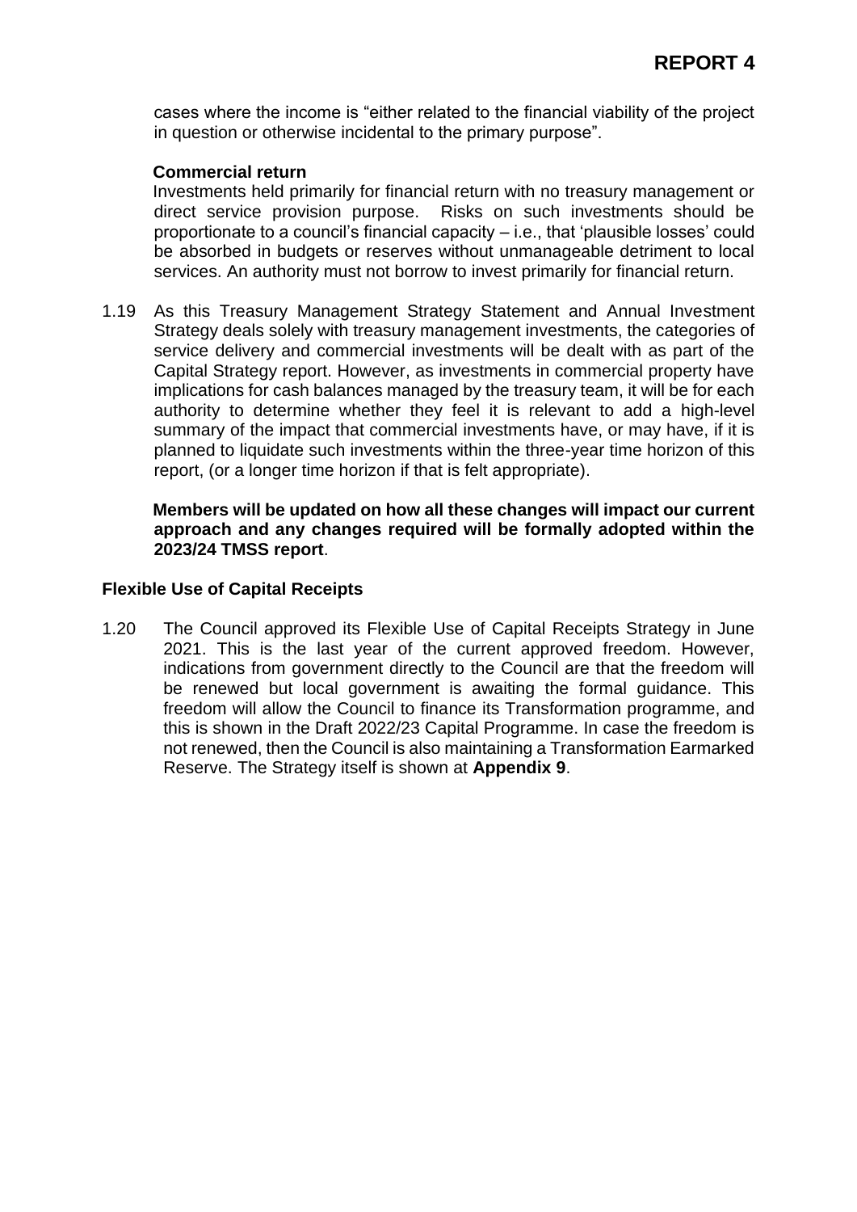cases where the income is "either related to the financial viability of the project in question or otherwise incidental to the primary purpose".

**Commercial return**

Investments held primarily for financial return with no treasury management or direct service provision purpose. Risks on such investments should be proportionate to a council's financial capacity – i.e., that 'plausible losses' could be absorbed in budgets or reserves without unmanageable detriment to local services. An authority must not borrow to invest primarily for financial return.

1.19 As this Treasury Management Strategy Statement and Annual Investment Strategy deals solely with treasury management investments, the categories of service delivery and commercial investments will be dealt with as part of the Capital Strategy report. However, as investments in commercial property have implications for cash balances managed by the treasury team, it will be for each authority to determine whether they feel it is relevant to add a high-level summary of the impact that commercial investments have, or may have, if it is planned to liquidate such investments within the three-year time horizon of this report, (or a longer time horizon if that is felt appropriate).

**Members will be updated on how all these changes will impact our current approach and any changes required will be formally adopted within the 2023/24 TMSS report**.

### Flexible Use of Capital Receipts

1.20 The Council approved its Flexible Use of Capital Receipts Strategy in June 2021. This is the last year of the current approved freedom. However, indications from government directly to the Council are that the freedom will be renewed but local government is awaiting the formal guidance. This freedom will allow the Council to finance its Transformation programme, and this is shown in the Draft 2022/23 Capital Programme. In case the freedom is not renewed, then the Council is also maintaining a Transformation Earmarked Reserve. The Strategy itself is shown at **Appendix 9**.